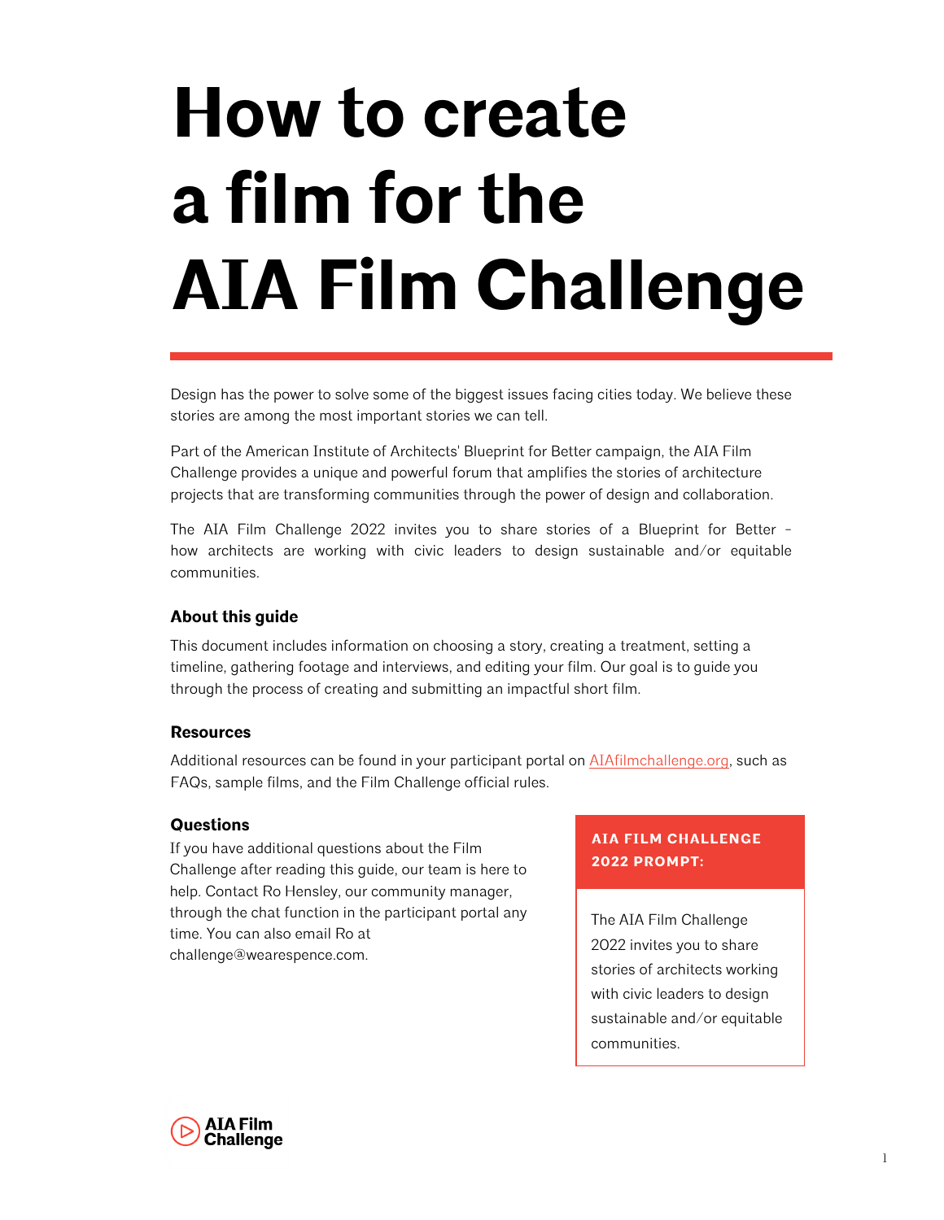# How to create a film for the AIA Film Challenge

Design has the power to solve some of the biggest issues facing cities today. We believe these stories are among the most important stories we can tell.

Part of the American Institute of Architects' Blueprint for Better campaign, the AIA Film Challenge provides a unique and powerful forum that amplifies the stories of architecture projects that are transforming communities through the power of design and collaboration.

The AIA Film Challenge 2022 invites you to share stories of a Blueprint for Better – how architects are working with civic leaders to design sustainable and/or equitable communities.

### About this guide

This document includes information on choosing a story, creating a treatment, setting a timeline, gathering footage and interviews, and editing your film. Our goal is to guide you through the process of creating and submitting an impactful short film.

### Resources

Additional resources can be found in your participant portal on [AIAfilmchallenge.org](AIAfilmchallenge.org), such as FAQs, sample films, and the Film Challenge official rules.

### Questions

If you have additional questions about the Film Challenge after reading this guide, our team is here to help. Contact Ro Hensley, our community manager, through the chat function in the participant portal any time. You can also email Ro at challenge@wearespence.com.

**AIA FILM CHALLENGE 2022 PROMPT:**

The AIA Film Challenge 2022 invites you to share stories of architects working with civic leaders to design sustainable and/or equitable communities.

AIA Film Challenge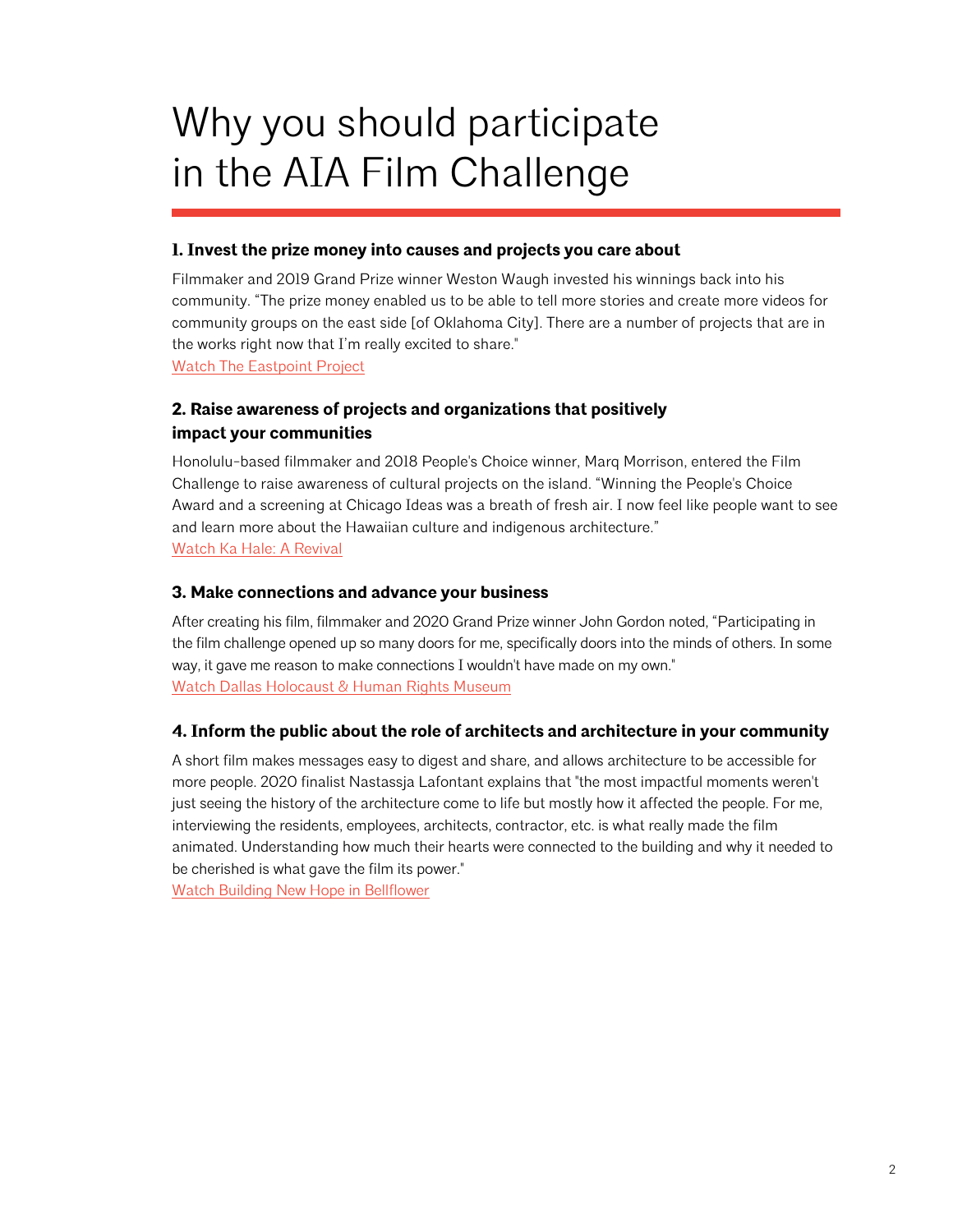# Why you should participate in the AIA Film Challenge

### 1. Invest the prize money into causes and projects you care about

Filmmaker and 2019 Grand Prize winner Weston Waugh invested his winnings back into his community. "The prize money enabled us to be able to tell more stories and create more videos for community groups on the east side [of Oklahoma City]. There are a number of projects that are in the works right now that I'm really excited to share."
Watch The Eastpoint Project

### 2. Raise awareness of projects and organizations that positively impact your communities

Honolulu-based filmmaker and 2018 People's Choice winner, Marq Morrison, entered the Film Challenge to raise awareness of cultural projects on the island. "Winning the People's Choice Award and a screening at Chicago Ideas was a breath of fresh air. I now feel like people want to see and learn more about the Hawaiian culture and indigenous architecture."
Watch Ka Hale: A Revival

### 3. Make connections and advance your business

After creating his film, filmmaker and 2020 Grand Prize winner John Gordon noted, "Participating in the film challenge opened up so many doors for me, specifically doors into the minds of others. In some way, it gave me reason to make connections I wouldn't have made on my own."
Watch Dallas Holocaust & Human Rights Museum

### 4. Inform the public about the role of architects and architecture in your community

A short film makes messages easy to digest and share, and allows architecture to be accessible for more people. 2020 finalist Nastassja Lafontant explains that "the most impactful moments weren't just seeing the history of the architecture come to life but mostly how it affected the people. For me, interviewing the residents, employees, architects, contractor, etc. is what really made the film animated. Understanding how much their hearts were connected to the building and why it needed to be cherished is what gave the film its power."
Watch Building New Hope in Bellflower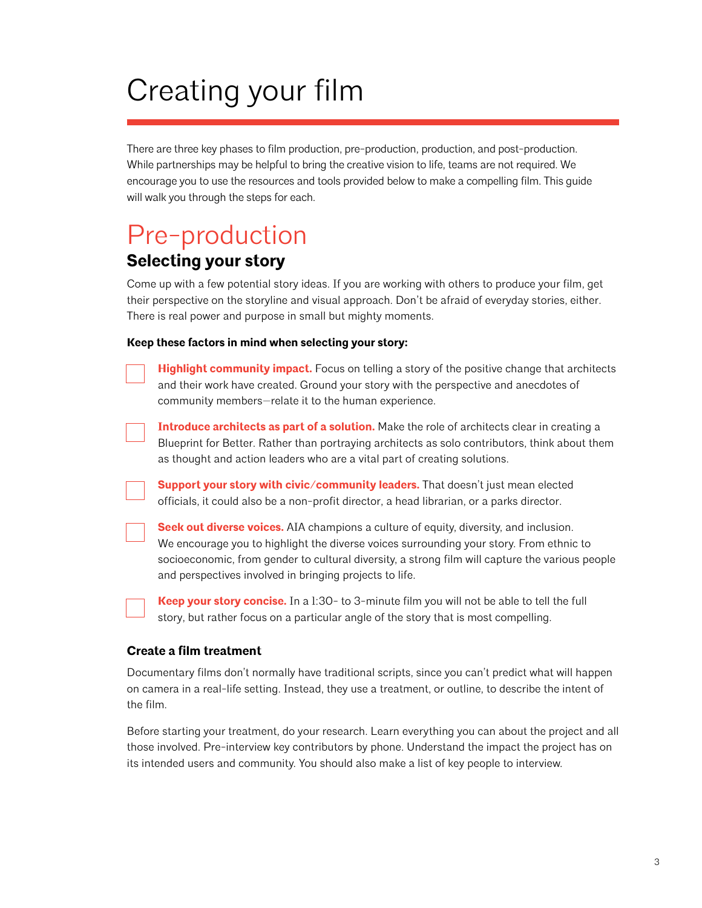# Creating your film

There are three key phases to film production, pre-production, production, and post-production. While partnerships may be helpful to bring the creative vision to life, teams are not required. We encourage you to use the resources and tools provided below to make a compelling film. This guide will walk you through the steps for each.

## Pre-production

### Selecting your story

Come up with a few potential story ideas. If you are working with others to produce your film, get their perspective on the storyline and visual approach. Don't be afraid of everyday stories, either. There is real power and purpose in small but mighty moments.

**Keep these factors in mind when selecting your story:**

- [ ] **Highlight community impact.** Focus on telling a story of the positive change that architects and their work have created. Ground your story with the perspective and anecdotes of community members—relate it to the human experience.
- [ ] **Introduce architects as part of a solution.** Make the role of architects clear in creating a Blueprint for Better. Rather than portraying architects as solo contributors, think about them as thought and action leaders who are a vital part of creating solutions.
- [ ] **Support your story with civic/community leaders.** That doesn't just mean elected officials, it could also be a non-profit director, a head librarian, or a parks director.
- [ ] **Seek out diverse voices.** AIA champions a culture of equity, diversity, and inclusion. We encourage you to highlight the diverse voices surrounding your story. From ethnic to socioeconomic, from gender to cultural diversity, a strong film will capture the various people and perspectives involved in bringing projects to life.
- [ ] **Keep your story concise.** In a 1:30- to 3-minute film you will not be able to tell the full story, but rather focus on a particular angle of the story that is most compelling.

### Create a film treatment

Documentary films don't normally have traditional scripts, since you can't predict what will happen on camera in a real-life setting. Instead, they use a treatment, or outline, to describe the intent of the film.

Before starting your treatment, do your research. Learn everything you can about the project and all those involved. Pre-interview key contributors by phone. Understand the impact the project has on its intended users and community. You should also make a list of key people to interview.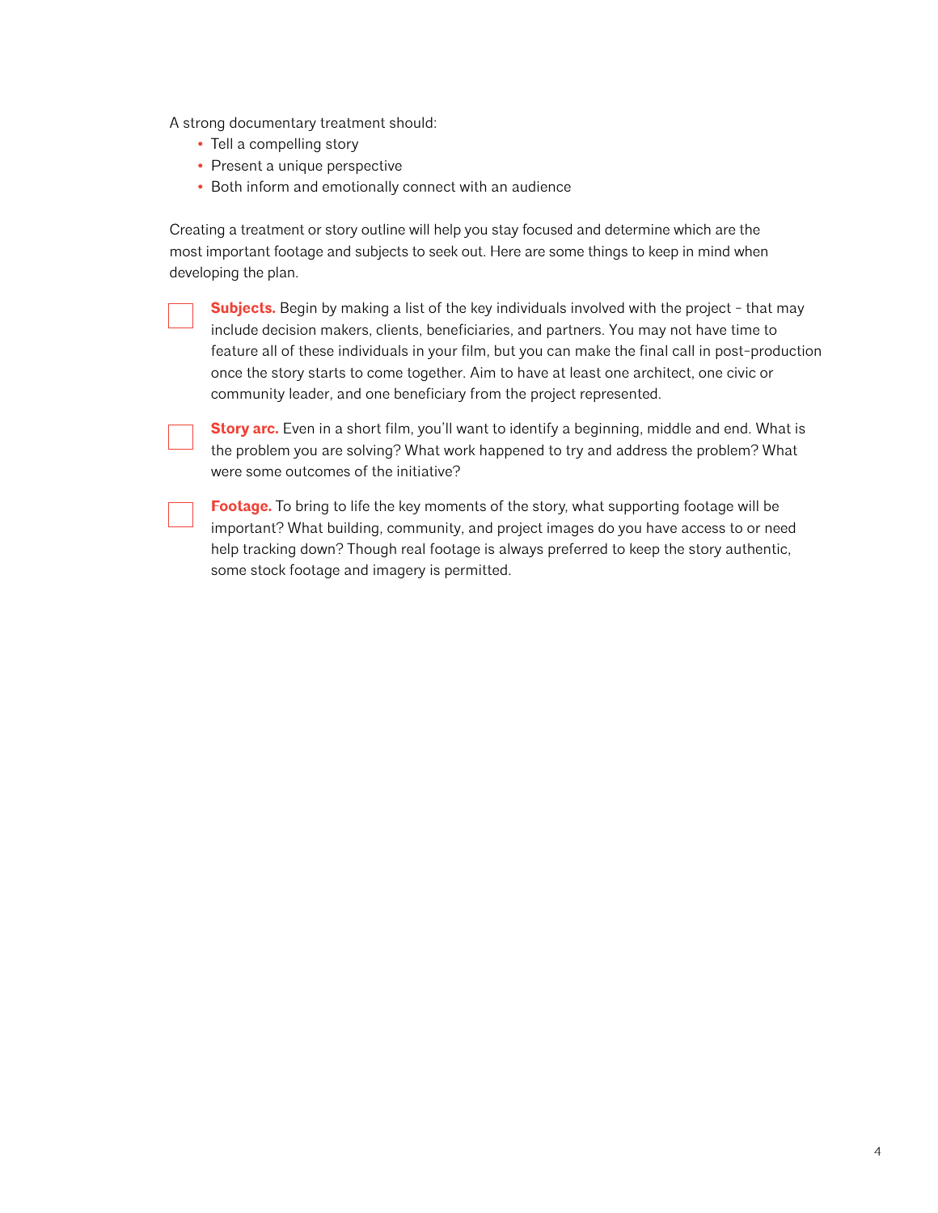A strong documentary treatment should:

- Tell a compelling story
- Present a unique perspective
- Both inform and emotionally connect with an audience

Creating a treatment or story outline will help you stay focused and determine which are the most important footage and subjects to seek out. Here are some things to keep in mind when developing the plan.

- [ ] **Subjects.** Begin by making a list of the key individuals involved with the project – that may include decision makers, clients, beneficiaries, and partners. You may not have time to feature all of these individuals in your film, but you can make the final call in post-production once the story starts to come together. Aim to have at least one architect, one civic or community leader, and one beneficiary from the project represented.

- [ ] **Story arc.** Even in a short film, you'll want to identify a beginning, middle and end. What is the problem you are solving? What work happened to try and address the problem? What were some outcomes of the initiative?

- [ ] **Footage.** To bring to life the key moments of the story, what supporting footage will be important? What building, community, and project images do you have access to or need help tracking down? Though real footage is always preferred to keep the story authentic, some stock footage and imagery is permitted.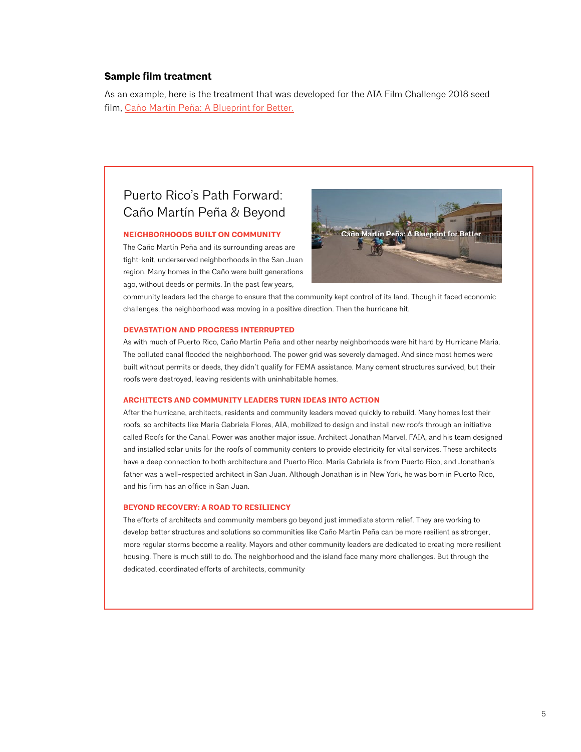### Sample film treatment

As an example, here is the treatment that was developed for the AIA Film Challenge 2018 seed film, Caño Martín Peña: A Blueprint for Better.

## Puerto Rico's Path Forward: Caño Martín Peña & Beyond

#### NEIGHBORHOODS BUILT ON COMMUNITY

The Caño Martín Peña and its surrounding areas are tight-knit, underserved neighborhoods in the San Juan region. Many homes in the Caño were built generations ago, without deeds or permits. In the past few years, community leaders led the charge to ensure that the community kept control of its land. Though it faced economic challenges, the neighborhood was moving in a positive direction. Then the hurricane hit.

#### DEVASTATION AND PROGRESS INTERRUPTED

As with much of Puerto Rico, Caño Martín Peña and other nearby neighborhoods were hit hard by Hurricane Maria. The polluted canal flooded the neighborhood. The power grid was severely damaged. And since most homes were built without permits or deeds, they didn't qualify for FEMA assistance. Many cement structures survived, but their roofs were destroyed, leaving residents with uninhabitable homes.

#### ARCHITECTS AND COMMUNITY LEADERS TURN IDEAS INTO ACTION

After the hurricane, architects, residents and community leaders moved quickly to rebuild. Many homes lost their roofs, so architects like Maria Gabriela Flores, AIA, mobilized to design and install new roofs through an initiative called Roofs for the Canal. Power was another major issue. Architect Jonathan Marvel, FAIA, and his team designed and installed solar units for the roofs of community centers to provide electricity for vital services. These architects have a deep connection to both architecture and Puerto Rico. Maria Gabriela is from Puerto Rico, and Jonathan's father was a well-respected architect in San Juan. Although Jonathan is in New York, he was born in Puerto Rico, and his firm has an office in San Juan.

#### BEYOND RECOVERY: A ROAD TO RESILIENCY

The efforts of architects and community members go beyond just immediate storm relief. They are working to develop better structures and solutions so communities like Caño Martin Peña can be more resilient as stronger, more regular storms become a reality. Mayors and other community leaders are dedicated to creating more resilient housing. There is much still to do. The neighborhood and the island face many more challenges. But through the dedicated, coordinated efforts of architects, community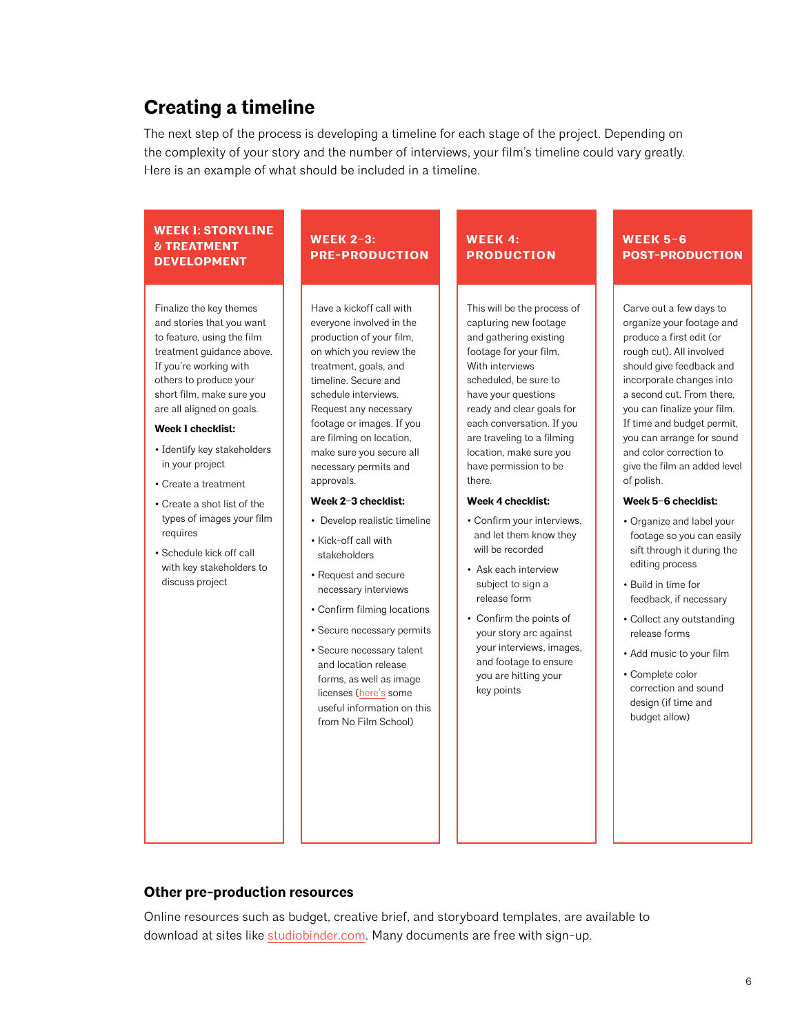## Creating a timeline

The next step of the process is developing a timeline for each stage of the project. Depending on the complexity of your story and the number of interviews, your film's timeline could vary greatly. Here is an example of what should be included in a timeline.

### WEEK 1: STORYLINE & TREATMENT DEVELOPMENT

Finalize the key themes and stories that you want to feature, using the film treatment guidance above. If you're working with others to produce your short film, make sure you are all aligned on goals.

**Week 1 checklist:**

- Identify key stakeholders in your project
- Create a treatment
- Create a shot list of the types of images your film requires
- Schedule kick off call with key stakeholders to discuss project

### WEEK 2–3: PRE-PRODUCTION

Have a kickoff call with everyone involved in the production of your film, on which you review the treatment, goals, and timeline. Secure and schedule interviews. Request any necessary footage or images. If you are filming on location, make sure you secure all necessary permits and approvals.

**Week 2–3 checklist:**

- Develop realistic timeline
- Kick-off call with stakeholders
- Request and secure necessary interviews
- Confirm filming locations
- Secure necessary permits
- Secure necessary talent and location release forms, as well as image licenses (here's some useful information on this from No Film School)

### WEEK 4: PRODUCTION

This will be the process of capturing new footage and gathering existing footage for your film. With interviews scheduled, be sure to have your questions ready and clear goals for each conversation. If you are traveling to a filming location, make sure you have permission to be there.

**Week 4 checklist:**

- Confirm your interviews, and let them know they will be recorded
- Ask each interview subject to sign a release form
- Confirm the points of your story arc against your interviews, images, and footage to ensure you are hitting your key points

### WEEK 5–6 POST-PRODUCTION

Carve out a few days to organize your footage and produce a first edit (or rough cut). All involved should give feedback and incorporate changes into a second cut. From there, you can finalize your film. If time and budget permit, you can arrange for sound and color correction to give the film an added level of polish.

**Week 5–6 checklist:**

- Organize and label your footage so you can easily sift through it during the editing process
- Build in time for feedback, if necessary
- Collect any outstanding release forms
- Add music to your film
- Complete color correction and sound design (if time and budget allow)

## Other pre-production resources

Online resources such as budget, creative brief, and storyboard templates, are available to download at sites like studiobinder.com. Many documents are free with sign-up.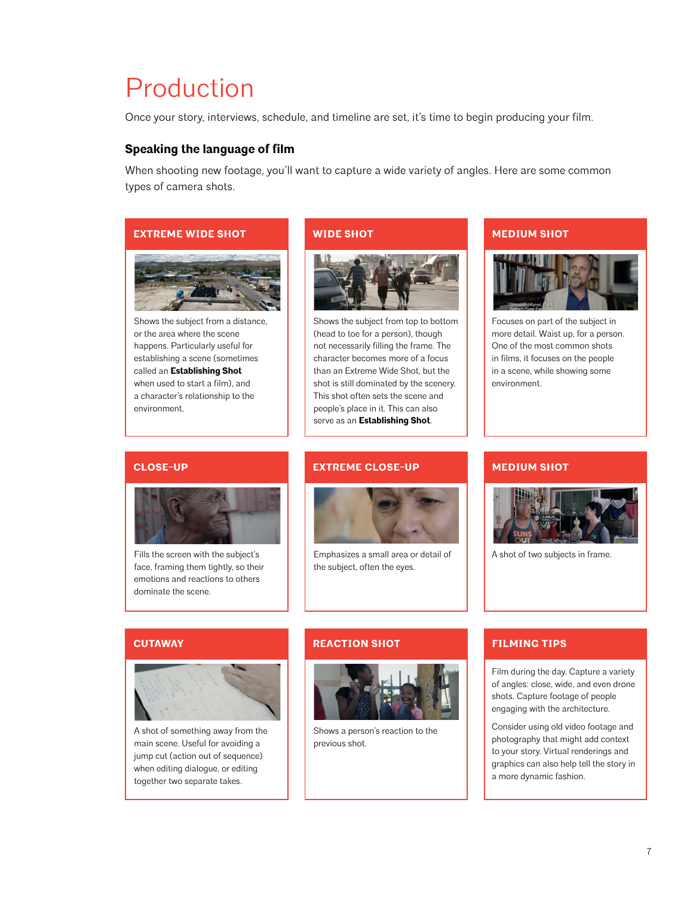# Production

Once your story, interviews, schedule, and timeline are set, it's time to begin producing your film.

### Speaking the language of film

When shooting new footage, you'll want to capture a wide variety of angles. Here are some common types of camera shots.

#### EXTREME WIDE SHOT

Shows the subject from a distance, or the area where the scene happens. Particularly useful for establishing a scene (sometimes called an **Establishing Shot** when used to start a film), and a character's relationship to the environment.

#### WIDE SHOT

Shows the subject from top to bottom (head to toe for a person), though not necessarily filling the frame. The character becomes more of a focus than an Extreme Wide Shot, but the shot is still dominated by the scenery. This shot often sets the scene and people's place in it. This can also serve as an **Establishing Shot**.

#### MEDIUM SHOT

Focuses on part of the subject in more detail. Waist up, for a person. One of the most common shots in films, it focuses on the people in a scene, while showing some environment.

#### CLOSE-UP

Fills the screen with the subject's face, framing them tightly, so their emotions and reactions to others dominate the scene.

#### EXTREME CLOSE-UP

Emphasizes a small area or detail of the subject, often the eyes.

#### MEDIUM SHOT

A shot of two subjects in frame.

#### CUTAWAY

A shot of something away from the main scene. Useful for avoiding a jump cut (action out of sequence) when editing dialogue, or editing together two separate takes.

#### REACTION SHOT

Shows a person's reaction to the previous shot.

#### FILMING TIPS

Film during the day. Capture a variety of angles: close, wide, and even drone shots. Capture footage of people engaging with the architecture.

Consider using old video footage and photography that might add context to your story. Virtual renderings and graphics can also help tell the story in a more dynamic fashion.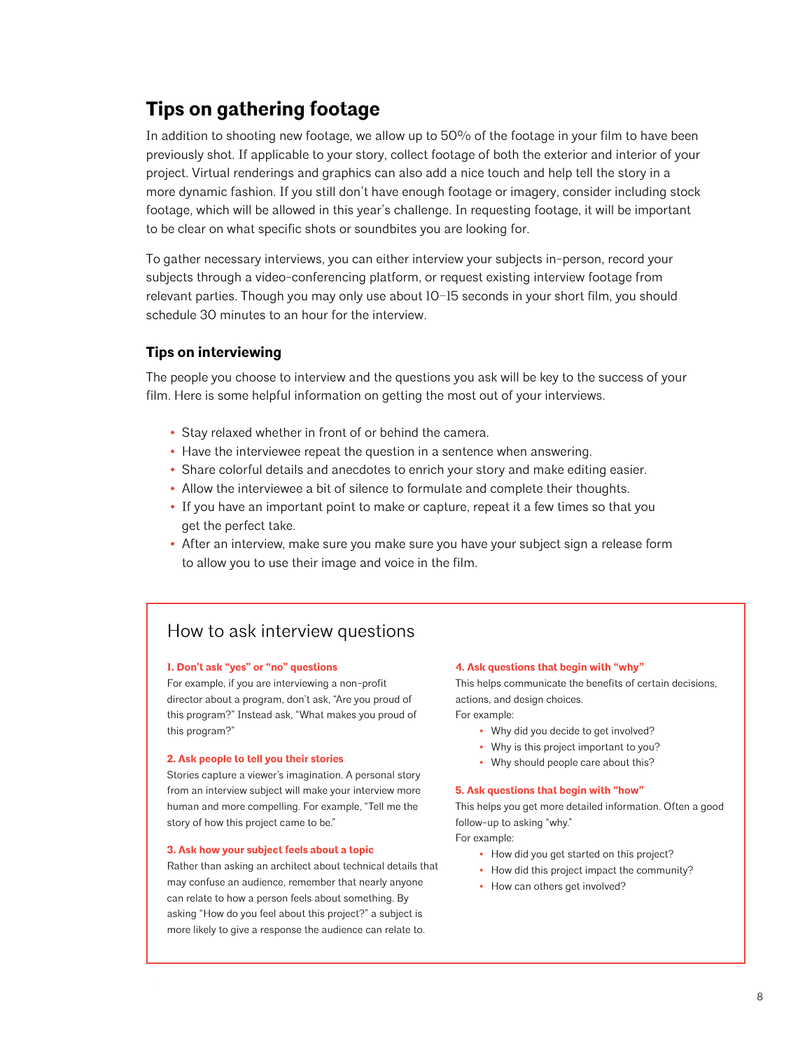## Tips on gathering footage

In addition to shooting new footage, we allow up to 50% of the footage in your film to have been previously shot. If applicable to your story, collect footage of both the exterior and interior of your project. Virtual renderings and graphics can also add a nice touch and help tell the story in a more dynamic fashion. If you still don't have enough footage or imagery, consider including stock footage, which will be allowed in this year's challenge. In requesting footage, it will be important to be clear on what specific shots or soundbites you are looking for.

To gather necessary interviews, you can either interview your subjects in-person, record your subjects through a video-conferencing platform, or request existing interview footage from relevant parties. Though you may only use about 10–15 seconds in your short film, you should schedule 30 minutes to an hour for the interview.

### Tips on interviewing

The people you choose to interview and the questions you ask will be key to the success of your film. Here is some helpful information on getting the most out of your interviews.

- Stay relaxed whether in front of or behind the camera.
- Have the interviewee repeat the question in a sentence when answering.
- Share colorful details and anecdotes to enrich your story and make editing easier.
- Allow the interviewee a bit of silence to formulate and complete their thoughts.
- If you have an important point to make or capture, repeat it a few times so that you get the perfect take.
- After an interview, make sure you make sure you have your subject sign a release form to allow you to use their image and voice in the film.

### How to ask interview questions

**1. Don't ask "yes" or "no" questions**

For example, if you are interviewing a non-profit director about a program, don't ask, "Are you proud of this program?" Instead ask, "What makes you proud of this program?"

**2. Ask people to tell you their stories**

Stories capture a viewer's imagination. A personal story from an interview subject will make your interview more human and more compelling. For example, "Tell me the story of how this project came to be."

**3. Ask how your subject feels about a topic**

Rather than asking an architect about technical details that may confuse an audience, remember that nearly anyone can relate to how a person feels about something. By asking "How do you feel about this project?" a subject is more likely to give a response the audience can relate to.

**4. Ask questions that begin with "why"**

This helps communicate the benefits of certain decisions, actions, and design choices.
For example:

- Why did you decide to get involved?
- Why is this project important to you?
- Why should people care about this?

**5. Ask questions that begin with "how"**

This helps you get more detailed information. Often a good follow-up to asking "why."
For example:

- How did you get started on this project?
- How did this project impact the community?
- How can others get involved?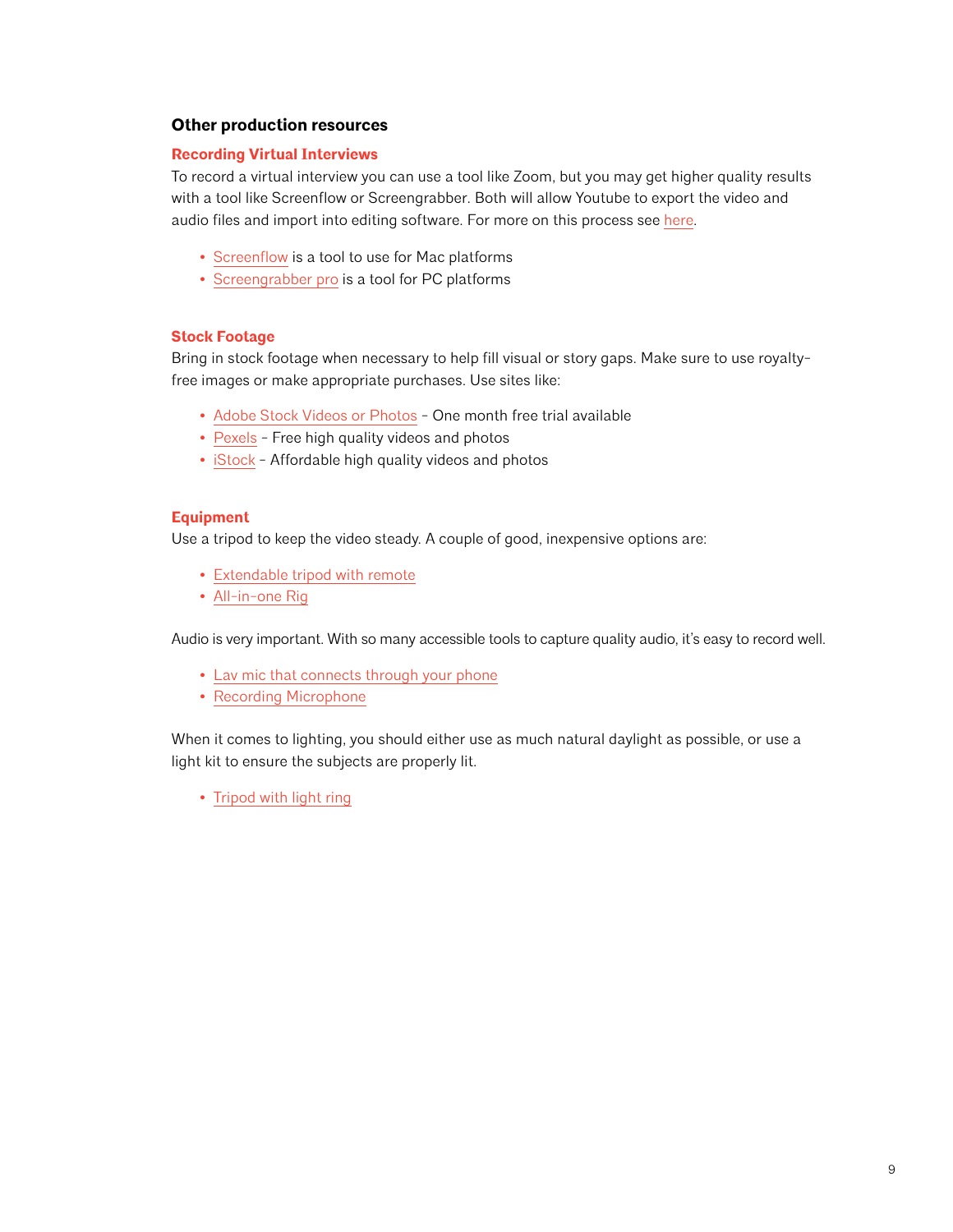## Other production resources

### Recording Virtual Interviews

To record a virtual interview you can use a tool like Zoom, but you may get higher quality results with a tool like Screenflow or Screengrabber. Both will allow Youtube to export the video and audio files and import into editing software. For more on this process see here.

- Screenflow is a tool to use for Mac platforms
- Screengrabber pro is a tool for PC platforms

### Stock Footage

Bring in stock footage when necessary to help fill visual or story gaps. Make sure to use royalty-free images or make appropriate purchases. Use sites like:

- Adobe Stock Videos or Photos - One month free trial available
- Pexels - Free high quality videos and photos
- iStock - Affordable high quality videos and photos

### Equipment

Use a tripod to keep the video steady. A couple of good, inexpensive options are:

- Extendable tripod with remote
- All-in-one Rig

Audio is very important. With so many accessible tools to capture quality audio, it's easy to record well.

- Lav mic that connects through your phone
- Recording Microphone

When it comes to lighting, you should either use as much natural daylight as possible, or use a light kit to ensure the subjects are properly lit.

- Tripod with light ring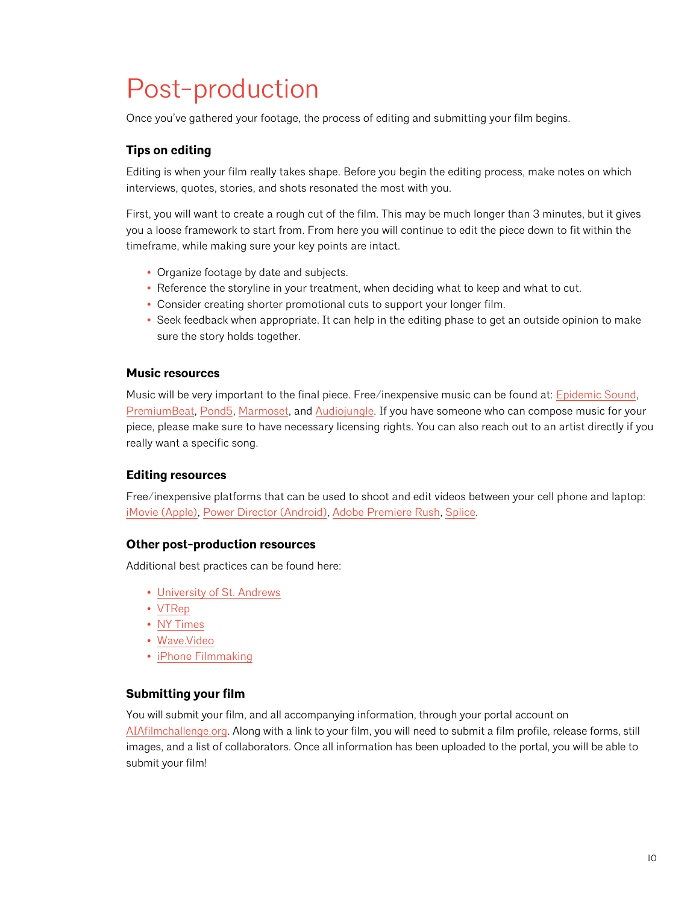# Post-production

Once you've gathered your footage, the process of editing and submitting your film begins.

### Tips on editing

Editing is when your film really takes shape. Before you begin the editing process, make notes on which interviews, quotes, stories, and shots resonated the most with you.

First, you will want to create a rough cut of the film. This may be much longer than 3 minutes, but it gives you a loose framework to start from. From here you will continue to edit the piece down to fit within the timeframe, while making sure your key points are intact.

- Organize footage by date and subjects.
- Reference the storyline in your treatment, when deciding what to keep and what to cut.
- Consider creating shorter promotional cuts to support your longer film.
- Seek feedback when appropriate. It can help in the editing phase to get an outside opinion to make sure the story holds together.

### Music resources

Music will be very important to the final piece. Free/inexpensive music can be found at: Epidemic Sound, PremiumBeat, Pond5, Marmoset, and Audiojungle. If you have someone who can compose music for your piece, please make sure to have necessary licensing rights. You can also reach out to an artist directly if you really want a specific song.

### Editing resources

Free/inexpensive platforms that can be used to shoot and edit videos between your cell phone and laptop: iMovie (Apple), Power Director (Android), Adobe Premiere Rush, Splice.

### Other post-production resources

Additional best practices can be found here:

- University of St. Andrews
- VTRep
- NY Times
- Wave.Video
- iPhone Filmmaking

### Submitting your film

You will submit your film, and all accompanying information, through your portal account on AIAfilmchallenge.org. Along with a link to your film, you will need to submit a film profile, release forms, still images, and a list of collaborators. Once all information has been uploaded to the portal, you will be able to submit your film!